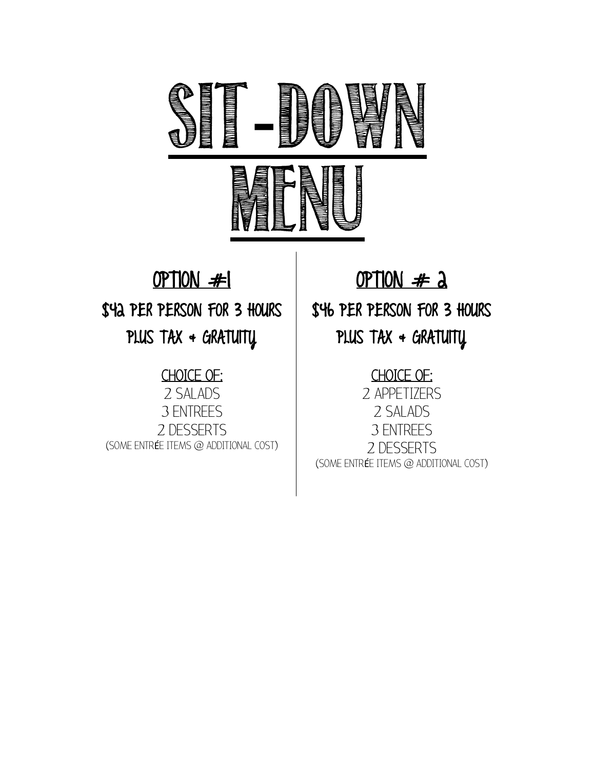# SIT-DOWN MENU

## OPTION #1

### $42 PER PERSON FOR 3 HOURS PLUS TAX + GRATUITY

CHOICE OF:

2 SALADS
3 ENTREES
2 DESSERTS
(SOME ENTRÉE ITEMS @ ADDITIONAL COST)

## OPTION # 2

### $46 PER PERSON FOR 3 HOURS PLUS TAX + GRATUITY

CHOICE OF:

2 APPETIZERS
2 SALADS
3 ENTREES
2 DESSERTS
(SOME ENTRÉE ITEMS @ ADDITIONAL COST)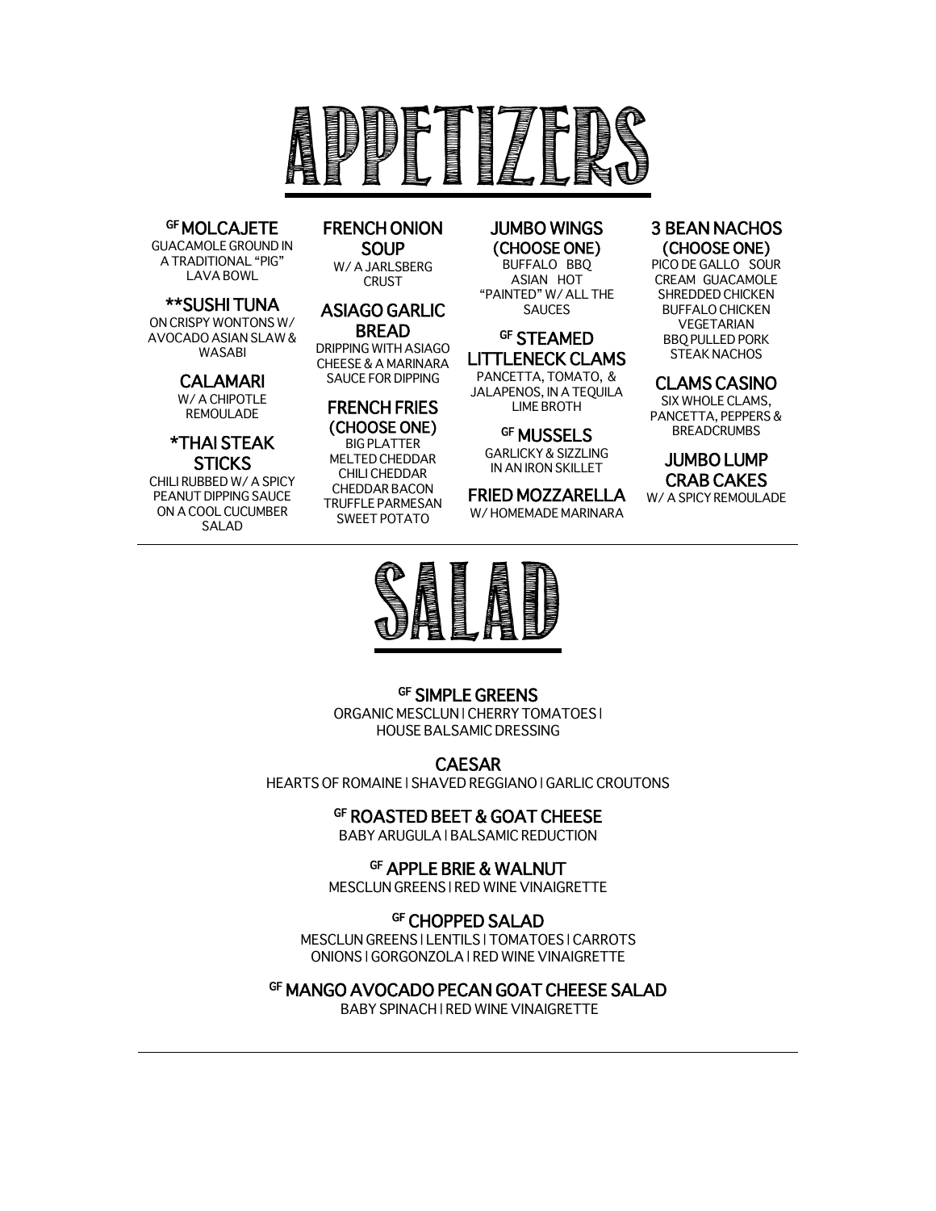# APPETIZERS

### GF MOLCAJETE
GUACAMOLE GROUND IN A TRADITIONAL "PIG" LAVA BOWL

### **SUSHI TUNA
ON CRISPY WONTONS W/ AVOCADO ASIAN SLAW & WASABI

### CALAMARI
W/ A CHIPOTLE REMOULADE

### *THAI STEAK STICKS
CHILI RUBBED W/ A SPICY PEANUT DIPPING SAUCE ON A COOL CUCUMBER SALAD

### FRENCH ONION SOUP
W/ A JARLSBERG CRUST

### ASIAGO GARLIC BREAD
DRIPPING WITH ASIAGO CHEESE & A MARINARA SAUCE FOR DIPPING

### FRENCH FRIES (CHOOSE ONE)
BIG PLATTER
MELTED CHEDDAR
CHILI CHEDDAR
CHEDDAR BACON
TRUFFLE PARMESAN
SWEET POTATO

### JUMBO WINGS (CHOOSE ONE)
BUFFALO BBQ
ASIAN HOT
"PAINTED" W/ ALL THE SAUCES

### GF STEAMED LITTLENECK CLAMS
PANCETTA, TOMATO, & JALAPENOS, IN A TEQUILA LIME BROTH

### GF MUSSELS
GARLICKY & SIZZLING IN AN IRON SKILLET

### FRIED MOZZARELLA
W/ HOMEMADE MARINARA

### 3 BEAN NACHOS (CHOOSE ONE)
PICO DE GALLO SOUR CREAM GUACAMOLE
SHREDDED CHICKEN
BUFFALO CHICKEN
VEGETARIAN
BBQ PULLED PORK
STEAK NACHOS

### CLAMS CASINO
SIX WHOLE CLAMS, PANCETTA, PEPPERS & BREADCRUMBS

### JUMBO LUMP CRAB CAKES
W/ A SPICY REMOULADE

---

# SALAD

### GF SIMPLE GREENS
ORGANIC MESCLUN | CHERRY TOMATOES | HOUSE BALSAMIC DRESSING

### CAESAR
HEARTS OF ROMAINE | SHAVED REGGIANO | GARLIC CROUTONS

### GF ROASTED BEET & GOAT CHEESE
BABY ARUGULA | BALSAMIC REDUCTION

### GF APPLE BRIE & WALNUT
MESCLUN GREENS | RED WINE VINAIGRETTE

### GF CHOPPED SALAD
MESCLUN GREENS | LENTILS | TOMATOES | CARROTS
ONIONS | GORGONZOLA | RED WINE VINAIGRETTE

### GF MANGO AVOCADO PECAN GOAT CHEESE SALAD
BABY SPINACH | RED WINE VINAIGRETTE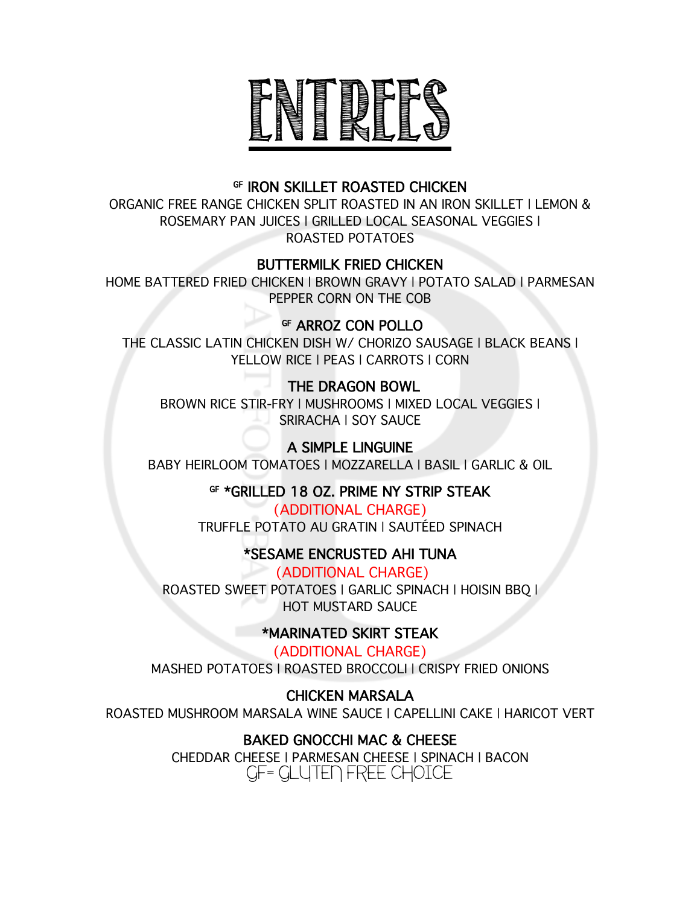# ENTREES

### GF IRON SKILLET ROASTED CHICKEN

ORGANIC FREE RANGE CHICKEN SPLIT ROASTED IN AN IRON SKILLET | LEMON & ROSEMARY PAN JUICES | GRILLED LOCAL SEASONAL VEGGIES | ROASTED POTATOES

### BUTTERMILK FRIED CHICKEN

HOME BATTERED FRIED CHICKEN | BROWN GRAVY | POTATO SALAD | PARMESAN PEPPER CORN ON THE COB

### GF ARROZ CON POLLO

THE CLASSIC LATIN CHICKEN DISH W/ CHORIZO SAUSAGE | BLACK BEANS | YELLOW RICE | PEAS | CARROTS | CORN

### THE DRAGON BOWL

BROWN RICE STIR-FRY | MUSHROOMS | MIXED LOCAL VEGGIES | SRIRACHA | SOY SAUCE

### A SIMPLE LINGUINE

BABY HEIRLOOM TOMATOES | MOZZARELLA | BASIL | GARLIC & OIL

### GF *GRILLED 18 OZ. PRIME NY STRIP STEAK

(ADDITIONAL CHARGE)

TRUFFLE POTATO AU GRATIN | SAUTÉED SPINACH

### *SESAME ENCRUSTED AHI TUNA

(ADDITIONAL CHARGE)

ROASTED SWEET POTATOES | GARLIC SPINACH | HOISIN BBQ | HOT MUSTARD SAUCE

### *MARINATED SKIRT STEAK

(ADDITIONAL CHARGE)

MASHED POTATOES | ROASTED BROCCOLI | CRISPY FRIED ONIONS

### CHICKEN MARSALA

ROASTED MUSHROOM MARSALA WINE SAUCE | CAPELLINI CAKE | HARICOT VERT

### BAKED GNOCCHI MAC & CHEESE

CHEDDAR CHEESE | PARMESAN CHEESE | SPINACH | BACON

GF= GLUTEN FREE CHOICE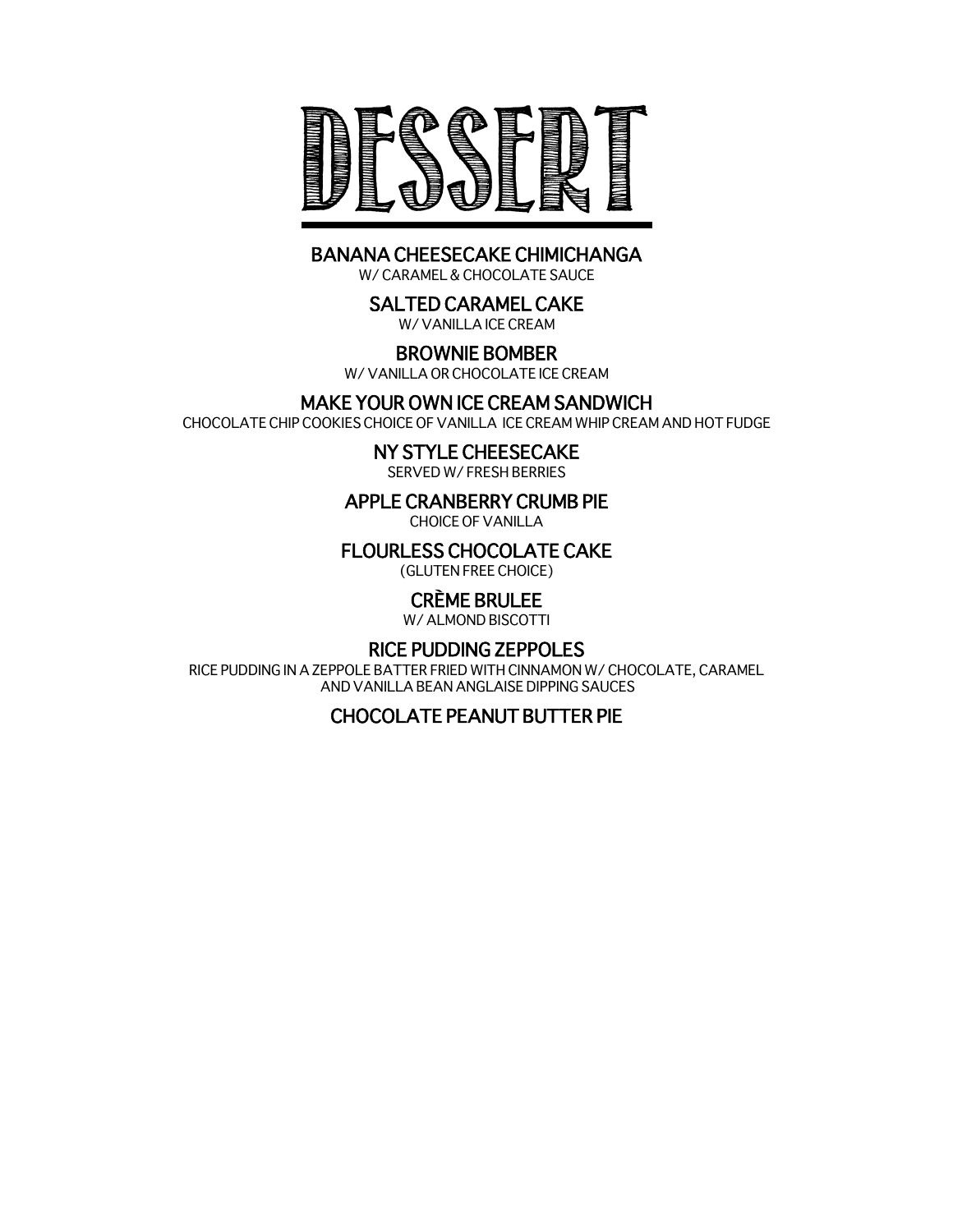# DESSERT

## BANANA CHEESECAKE CHIMICHANGA
W/ CARAMEL & CHOCOLATE SAUCE

## SALTED CARAMEL CAKE
W/ VANILLA ICE CREAM

## BROWNIE BOMBER
W/ VANILLA OR CHOCOLATE ICE CREAM

## MAKE YOUR OWN ICE CREAM SANDWICH
CHOCOLATE CHIP COOKIES CHOICE OF VANILLA ICE CREAM WHIP CREAM AND HOT FUDGE

## NY STYLE CHEESECAKE
SERVED W/ FRESH BERRIES

## APPLE CRANBERRY CRUMB PIE
CHOICE OF VANILLA

## FLOURLESS CHOCOLATE CAKE
(GLUTEN FREE CHOICE)

## CRÈME BRULEE
W/ ALMOND BISCOTTI

## RICE PUDDING ZEPPOLES
RICE PUDDING IN A ZEPPOLE BATTER FRIED WITH CINNAMON W/ CHOCOLATE, CARAMEL AND VANILLA BEAN ANGLAISE DIPPING SAUCES

## CHOCOLATE PEANUT BUTTER PIE